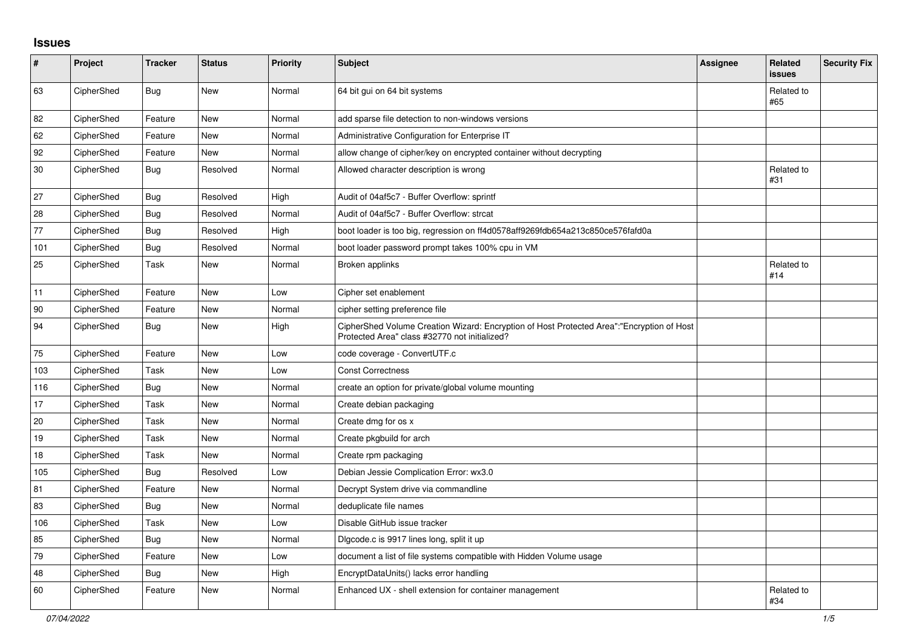## Issues

| # | Project | Tracker | Status | Priority | Subject | Assignee | Related issues | Security Fix |
|---|---|---|---|---|---|---|---|---|
| 63 | CipherShed | Bug | New | Normal | 64 bit gui on 64 bit systems | | Related to #65 | |
| 82 | CipherShed | Feature | New | Normal | add sparse file detection to non-windows versions | | | |
| 62 | CipherShed | Feature | New | Normal | Administrative Configuration for Enterprise IT | | | |
| 92 | CipherShed | Feature | New | Normal | allow change of cipher/key on encrypted container without decrypting | | | |
| 30 | CipherShed | Bug | Resolved | Normal | Allowed character description is wrong | | Related to #31 | |
| 27 | CipherShed | Bug | Resolved | High | Audit of 04af5c7 - Buffer Overflow: sprintf | | | |
| 28 | CipherShed | Bug | Resolved | Normal | Audit of 04af5c7 - Buffer Overflow: strcat | | | |
| 77 | CipherShed | Bug | Resolved | High | boot loader is too big, regression on ff4d0578aff9269fdb654a213c850ce576fafd0a | | | |
| 101 | CipherShed | Bug | Resolved | Normal | boot loader password prompt takes 100% cpu in VM | | | |
| 25 | CipherShed | Task | New | Normal | Broken applinks | | Related to #14 | |
| 11 | CipherShed | Feature | New | Low | Cipher set enablement | | | |
| 90 | CipherShed | Feature | New | Normal | cipher setting preference file | | | |
| 94 | CipherShed | Bug | New | High | CipherShed Volume Creation Wizard: Encryption of Host Protected Area":"Encryption of Host Protected Area" class #32770 not initialized? | | | |
| 75 | CipherShed | Feature | New | Low | code coverage - ConvertUTF.c | | | |
| 103 | CipherShed | Task | New | Low | Const Correctness | | | |
| 116 | CipherShed | Bug | New | Normal | create an option for private/global volume mounting | | | |
| 17 | CipherShed | Task | New | Normal | Create debian packaging | | | |
| 20 | CipherShed | Task | New | Normal | Create dmg for os x | | | |
| 19 | CipherShed | Task | New | Normal | Create pkgbuild for arch | | | |
| 18 | CipherShed | Task | New | Normal | Create rpm packaging | | | |
| 105 | CipherShed | Bug | Resolved | Low | Debian Jessie Complication Error: wx3.0 | | | |
| 81 | CipherShed | Feature | New | Normal | Decrypt System drive via commandline | | | |
| 83 | CipherShed | Bug | New | Normal | deduplicate file names | | | |
| 106 | CipherShed | Task | New | Low | Disable GitHub issue tracker | | | |
| 85 | CipherShed | Bug | New | Normal | Dlgcode.c is 9917 lines long, split it up | | | |
| 79 | CipherShed | Feature | New | Low | document a list of file systems compatible with Hidden Volume usage | | | |
| 48 | CipherShed | Bug | New | High | EncryptDataUnits() lacks error handling | | | |
| 60 | CipherShed | Feature | New | Normal | Enhanced UX - shell extension for container management | | Related to #34 | |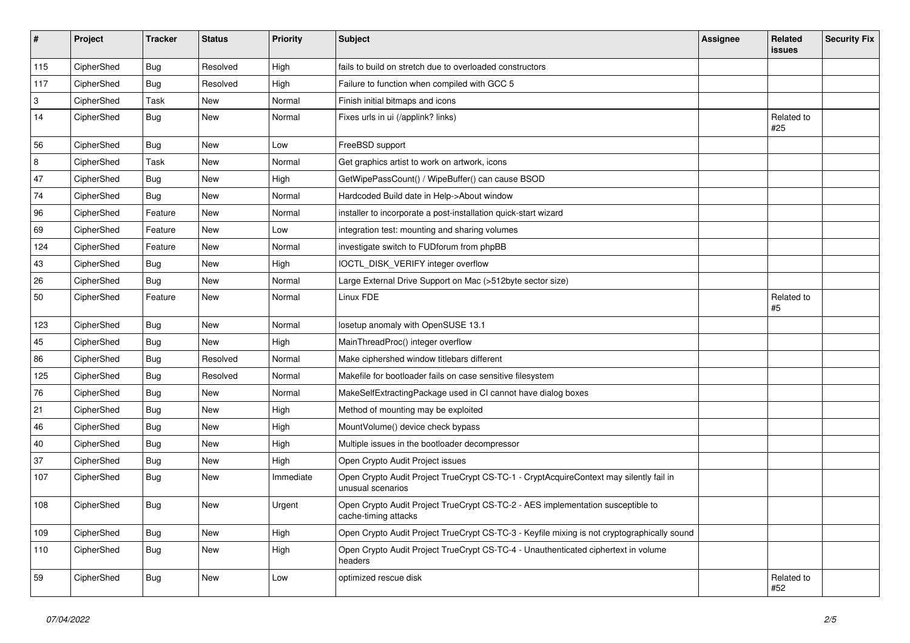| # | Project | Tracker | Status | Priority | Subject | Assignee | Related issues | Security Fix |
|---|---|---|---|---|---|---|---|---|
| 115 | CipherShed | Bug | Resolved | High | fails to build on stretch due to overloaded constructors | | | |
| 117 | CipherShed | Bug | Resolved | High | Failure to function when compiled with GCC 5 | | | |
| 3 | CipherShed | Task | New | Normal | Finish initial bitmaps and icons | | | |
| 14 | CipherShed | Bug | New | Normal | Fixes urls in ui (/applink? links) | | Related to #25 | |
| 56 | CipherShed | Bug | New | Low | FreeBSD support | | | |
| 8 | CipherShed | Task | New | Normal | Get graphics artist to work on artwork, icons | | | |
| 47 | CipherShed | Bug | New | High | GetWipePassCount() / WipeBuffer() can cause BSOD | | | |
| 74 | CipherShed | Bug | New | Normal | Hardcoded Build date in Help->About window | | | |
| 96 | CipherShed | Feature | New | Normal | installer to incorporate a post-installation quick-start wizard | | | |
| 69 | CipherShed | Feature | New | Low | integration test: mounting and sharing volumes | | | |
| 124 | CipherShed | Feature | New | Normal | investigate switch to FUDforum from phpBB | | | |
| 43 | CipherShed | Bug | New | High | IOCTL_DISK_VERIFY integer overflow | | | |
| 26 | CipherShed | Bug | New | Normal | Large External Drive Support on Mac (>512byte sector size) | | | |
| 50 | CipherShed | Feature | New | Normal | Linux FDE | | Related to #5 | |
| 123 | CipherShed | Bug | New | Normal | losetup anomaly with OpenSUSE 13.1 | | | |
| 45 | CipherShed | Bug | New | High | MainThreadProc() integer overflow | | | |
| 86 | CipherShed | Bug | Resolved | Normal | Make ciphershed window titlebars different | | | |
| 125 | CipherShed | Bug | Resolved | Normal | Makefile for bootloader fails on case sensitive filesystem | | | |
| 76 | CipherShed | Bug | New | Normal | MakeSelfExtractingPackage used in CI cannot have dialog boxes | | | |
| 21 | CipherShed | Bug | New | High | Method of mounting may be exploited | | | |
| 46 | CipherShed | Bug | New | High | MountVolume() device check bypass | | | |
| 40 | CipherShed | Bug | New | High | Multiple issues in the bootloader decompressor | | | |
| 37 | CipherShed | Bug | New | High | Open Crypto Audit Project issues | | | |
| 107 | CipherShed | Bug | New | Immediate | Open Crypto Audit Project TrueCrypt CS-TC-1 - CryptAcquireContext may silently fail in unusual scenarios | | | |
| 108 | CipherShed | Bug | New | Urgent | Open Crypto Audit Project TrueCrypt CS-TC-2 - AES implementation susceptible to cache-timing attacks | | | |
| 109 | CipherShed | Bug | New | High | Open Crypto Audit Project TrueCrypt CS-TC-3 - Keyfile mixing is not cryptographically sound | | | |
| 110 | CipherShed | Bug | New | High | Open Crypto Audit Project TrueCrypt CS-TC-4 - Unauthenticated ciphertext in volume headers | | | |
| 59 | CipherShed | Bug | New | Low | optimized rescue disk | | Related to #52 | |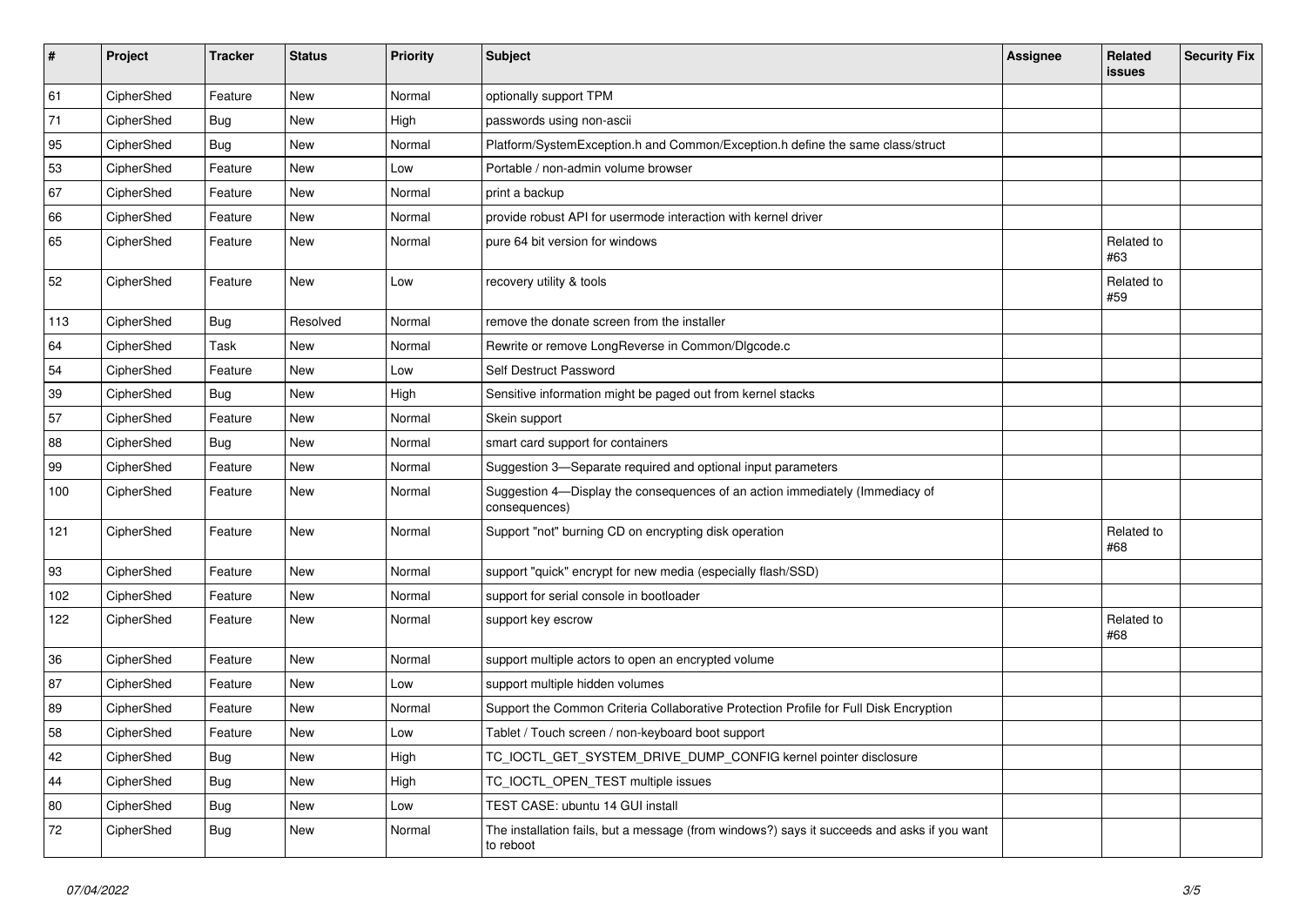| # | Project | Tracker | Status | Priority | Subject | Assignee | Related issues | Security Fix |
|---|---|---|---|---|---|---|---|---|
| 61 | CipherShed | Feature | New | Normal | optionally support TPM | | | |
| 71 | CipherShed | Bug | New | High | passwords using non-ascii | | | |
| 95 | CipherShed | Bug | New | Normal | Platform/SystemException.h and Common/Exception.h define the same class/struct | | | |
| 53 | CipherShed | Feature | New | Low | Portable / non-admin volume browser | | | |
| 67 | CipherShed | Feature | New | Normal | print a backup | | | |
| 66 | CipherShed | Feature | New | Normal | provide robust API for usermode interaction with kernel driver | | | |
| 65 | CipherShed | Feature | New | Normal | pure 64 bit version for windows | | Related to #63 | |
| 52 | CipherShed | Feature | New | Low | recovery utility & tools | | Related to #59 | |
| 113 | CipherShed | Bug | Resolved | Normal | remove the donate screen from the installer | | | |
| 64 | CipherShed | Task | New | Normal | Rewrite or remove LongReverse in Common/Dlgcode.c | | | |
| 54 | CipherShed | Feature | New | Low | Self Destruct Password | | | |
| 39 | CipherShed | Bug | New | High | Sensitive information might be paged out from kernel stacks | | | |
| 57 | CipherShed | Feature | New | Normal | Skein support | | | |
| 88 | CipherShed | Bug | New | Normal | smart card support for containers | | | |
| 99 | CipherShed | Feature | New | Normal | Suggestion 3—Separate required and optional input parameters | | | |
| 100 | CipherShed | Feature | New | Normal | Suggestion 4—Display the consequences of an action immediately (Immediacy of consequences) | | | |
| 121 | CipherShed | Feature | New | Normal | Support "not" burning CD on encrypting disk operation | | Related to #68 | |
| 93 | CipherShed | Feature | New | Normal | support "quick" encrypt for new media (especially flash/SSD) | | | |
| 102 | CipherShed | Feature | New | Normal | support for serial console in bootloader | | | |
| 122 | CipherShed | Feature | New | Normal | support key escrow | | Related to #68 | |
| 36 | CipherShed | Feature | New | Normal | support multiple actors to open an encrypted volume | | | |
| 87 | CipherShed | Feature | New | Low | support multiple hidden volumes | | | |
| 89 | CipherShed | Feature | New | Normal | Support the Common Criteria Collaborative Protection Profile for Full Disk Encryption | | | |
| 58 | CipherShed | Feature | New | Low | Tablet / Touch screen / non-keyboard boot support | | | |
| 42 | CipherShed | Bug | New | High | TC_IOCTL_GET_SYSTEM_DRIVE_DUMP_CONFIG kernel pointer disclosure | | | |
| 44 | CipherShed | Bug | New | High | TC_IOCTL_OPEN_TEST multiple issues | | | |
| 80 | CipherShed | Bug | New | Low | TEST CASE: ubuntu 14 GUI install | | | |
| 72 | CipherShed | Bug | New | Normal | The installation fails, but a message (from windows?) says it succeeds and asks if you want to reboot | | | |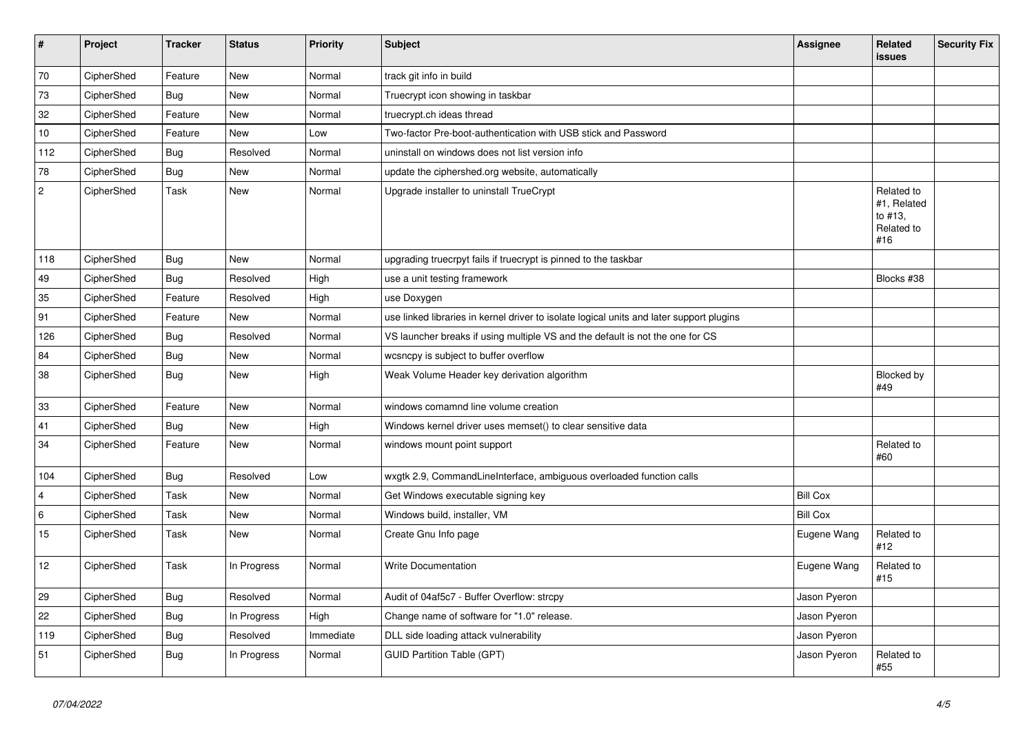| # | Project | Tracker | Status | Priority | Subject | Assignee | Related issues | Security Fix |
|---|---|---|---|---|---|---|---|---|
| 70 | CipherShed | Feature | New | Normal | track git info in build | | | |
| 73 | CipherShed | Bug | New | Normal | Truecrypt icon showing in taskbar | | | |
| 32 | CipherShed | Feature | New | Normal | truecrypt.ch ideas thread | | | |
| 10 | CipherShed | Feature | New | Low | Two-factor Pre-boot-authentication with USB stick and Password | | | |
| 112 | CipherShed | Bug | Resolved | Normal | uninstall on windows does not list version info | | | |
| 78 | CipherShed | Bug | New | Normal | update the ciphershed.org website, automatically | | | |
| 2 | CipherShed | Task | New | Normal | Upgrade installer to uninstall TrueCrypt | | Related to #1, Related to #13, Related to #16 | |
| 118 | CipherShed | Bug | New | Normal | upgrading truecrpyt fails if truecrypt is pinned to the taskbar | | | |
| 49 | CipherShed | Bug | Resolved | High | use a unit testing framework | | Blocks #38 | |
| 35 | CipherShed | Feature | Resolved | High | use Doxygen | | | |
| 91 | CipherShed | Feature | New | Normal | use linked libraries in kernel driver to isolate logical units and later support plugins | | | |
| 126 | CipherShed | Bug | Resolved | Normal | VS launcher breaks if using multiple VS and the default is not the one for CS | | | |
| 84 | CipherShed | Bug | New | Normal | wcsncpy is subject to buffer overflow | | | |
| 38 | CipherShed | Bug | New | High | Weak Volume Header key derivation algorithm | | Blocked by #49 | |
| 33 | CipherShed | Feature | New | Normal | windows comamnd line volume creation | | | |
| 41 | CipherShed | Bug | New | High | Windows kernel driver uses memset() to clear sensitive data | | | |
| 34 | CipherShed | Feature | New | Normal | windows mount point support | | Related to #60 | |
| 104 | CipherShed | Bug | Resolved | Low | wxgtk 2.9, CommandLineInterface, ambiguous overloaded function calls | | | |
| 4 | CipherShed | Task | New | Normal | Get Windows executable signing key | Bill Cox | | |
| 6 | CipherShed | Task | New | Normal | Windows build, installer, VM | Bill Cox | | |
| 15 | CipherShed | Task | New | Normal | Create Gnu Info page | Eugene Wang | Related to #12 | |
| 12 | CipherShed | Task | In Progress | Normal | Write Documentation | Eugene Wang | Related to #15 | |
| 29 | CipherShed | Bug | Resolved | Normal | Audit of 04af5c7 - Buffer Overflow: strcpy | Jason Pyeron | | |
| 22 | CipherShed | Bug | In Progress | High | Change name of software for "1.0" release. | Jason Pyeron | | |
| 119 | CipherShed | Bug | Resolved | Immediate | DLL side loading attack vulnerability | Jason Pyeron | | |
| 51 | CipherShed | Bug | In Progress | Normal | GUID Partition Table (GPT) | Jason Pyeron | Related to #55 | |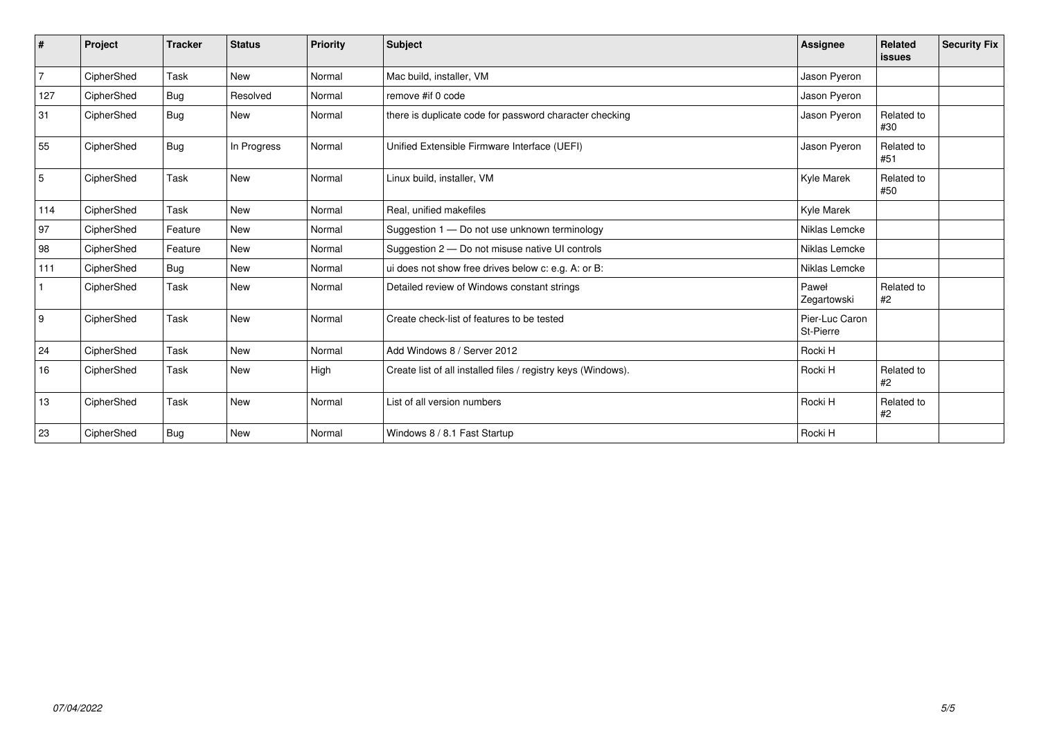| # | Project | Tracker | Status | Priority | Subject | Assignee | Related issues | Security Fix |
|---|---|---|---|---|---|---|---|---|
| 7 | CipherShed | Task | New | Normal | Mac build, installer, VM | Jason Pyeron | | |
| 127 | CipherShed | Bug | Resolved | Normal | remove #if 0 code | Jason Pyeron | | |
| 31 | CipherShed | Bug | New | Normal | there is duplicate code for password character checking | Jason Pyeron | Related to #30 | |
| 55 | CipherShed | Bug | In Progress | Normal | Unified Extensible Firmware Interface (UEFI) | Jason Pyeron | Related to #51 | |
| 5 | CipherShed | Task | New | Normal | Linux build, installer, VM | Kyle Marek | Related to #50 | |
| 114 | CipherShed | Task | New | Normal | Real, unified makefiles | Kyle Marek | | |
| 97 | CipherShed | Feature | New | Normal | Suggestion 1 — Do not use unknown terminology | Niklas Lemcke | | |
| 98 | CipherShed | Feature | New | Normal | Suggestion 2 — Do not misuse native UI controls | Niklas Lemcke | | |
| 111 | CipherShed | Bug | New | Normal | ui does not show free drives below c: e.g. A: or B: | Niklas Lemcke | | |
| 1 | CipherShed | Task | New | Normal | Detailed review of Windows constant strings | Paweł Zegartowski | Related to #2 | |
| 9 | CipherShed | Task | New | Normal | Create check-list of features to be tested | Pier-Luc Caron St-Pierre | | |
| 24 | CipherShed | Task | New | Normal | Add Windows 8 / Server 2012 | Rocki H | | |
| 16 | CipherShed | Task | New | High | Create list of all installed files / registry keys (Windows). | Rocki H | Related to #2 | |
| 13 | CipherShed | Task | New | Normal | List of all version numbers | Rocki H | Related to #2 | |
| 23 | CipherShed | Bug | New | Normal | Windows 8 / 8.1 Fast Startup | Rocki H | | |